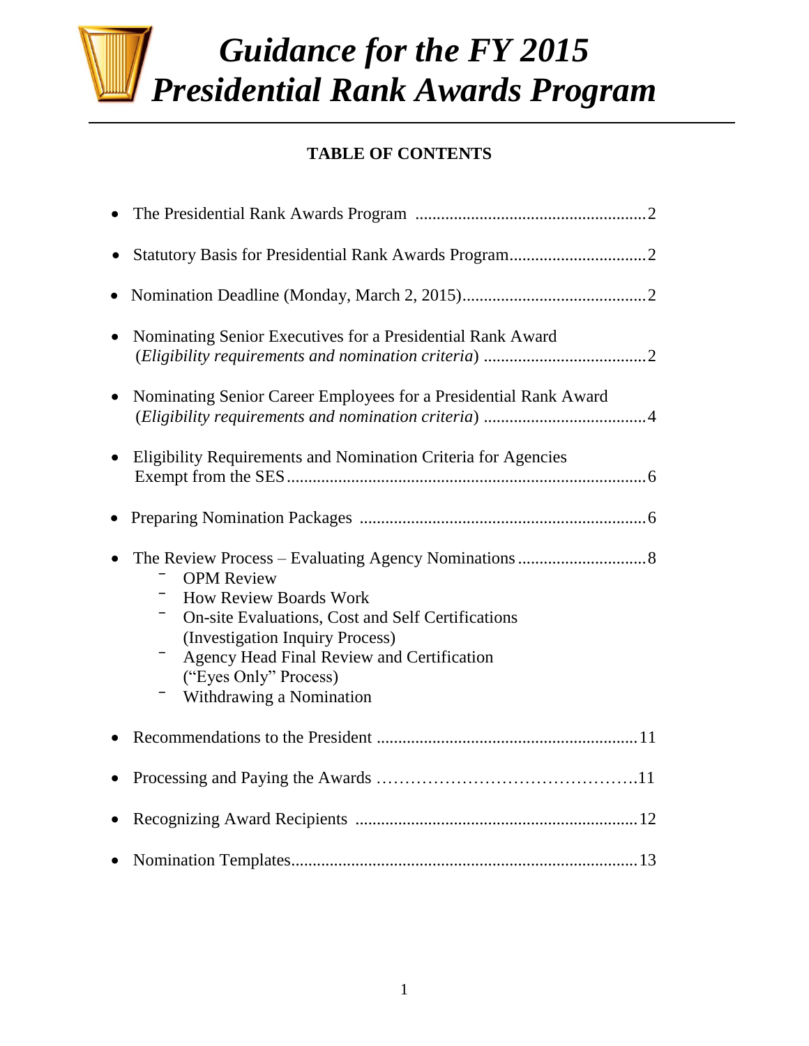# Guidance for the FY 2015 Presidential Rank Awards Program

## TABLE OF CONTENTS

- The Presidential Rank Awards Program ....................................................... 2
- Statutory Basis for Presidential Rank Awards Program................................ 2
- Nomination Deadline (Monday, March 2, 2015)........................................... 2
- Nominating Senior Executives for a Presidential Rank Award (*Eligibility requirements and nomination criteria*) ...................................... 2
- Nominating Senior Career Employees for a Presidential Rank Award (*Eligibility requirements and nomination criteria*) ...................................... 4
- Eligibility Requirements and Nomination Criteria for Agencies Exempt from the SES.................................................................................... 6
- Preparing Nomination Packages .................................................................. 6
- The Review Process – Evaluating Agency Nominations .............................. 8
  - OPM Review
  - How Review Boards Work
  - On-site Evaluations, Cost and Self Certifications (Investigation Inquiry Process)
  - Agency Head Final Review and Certification ("Eyes Only" Process)
  - Withdrawing a Nomination
- Recommendations to the President ............................................................ 11
- Processing and Paying the Awards ……………………………………….11
- Recognizing Award Recipients ................................................................. 12
- Nomination Templates................................................................................ 13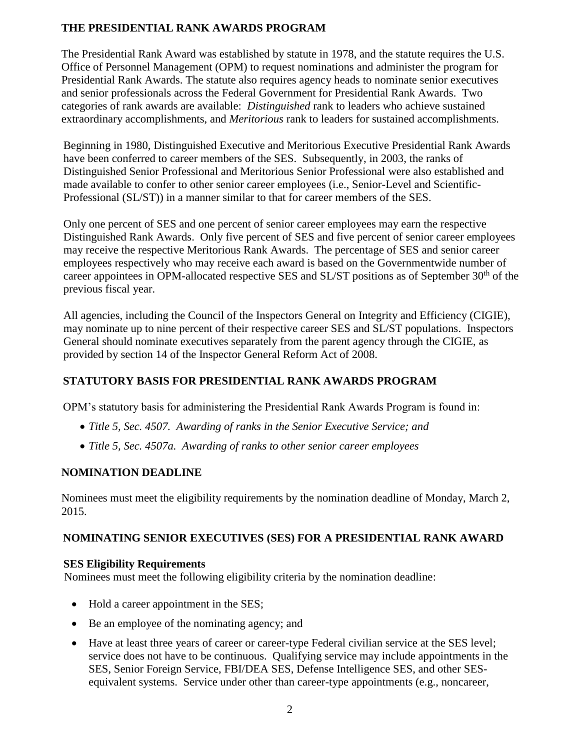## THE PRESIDENTIAL RANK AWARDS PROGRAM

The Presidential Rank Award was established by statute in 1978, and the statute requires the U.S. Office of Personnel Management (OPM) to request nominations and administer the program for Presidential Rank Awards. The statute also requires agency heads to nominate senior executives and senior professionals across the Federal Government for Presidential Rank Awards. Two categories of rank awards are available: *Distinguished* rank to leaders who achieve sustained extraordinary accomplishments, and *Meritorious* rank to leaders for sustained accomplishments.

Beginning in 1980, Distinguished Executive and Meritorious Executive Presidential Rank Awards have been conferred to career members of the SES. Subsequently, in 2003, the ranks of Distinguished Senior Professional and Meritorious Senior Professional were also established and made available to confer to other senior career employees (i.e., Senior-Level and Scientific-Professional (SL/ST)) in a manner similar to that for career members of the SES.

Only one percent of SES and one percent of senior career employees may earn the respective Distinguished Rank Awards. Only five percent of SES and five percent of senior career employees may receive the respective Meritorious Rank Awards. The percentage of SES and senior career employees respectively who may receive each award is based on the Governmentwide number of career appointees in OPM-allocated respective SES and SL/ST positions as of September 30th of the previous fiscal year.

All agencies, including the Council of the Inspectors General on Integrity and Efficiency (CIGIE), may nominate up to nine percent of their respective career SES and SL/ST populations. Inspectors General should nominate executives separately from the parent agency through the CIGIE, as provided by section 14 of the Inspector General Reform Act of 2008.

## STATUTORY BASIS FOR PRESIDENTIAL RANK AWARDS PROGRAM

OPM's statutory basis for administering the Presidential Rank Awards Program is found in:

- *Title 5, Sec. 4507. Awarding of ranks in the Senior Executive Service; and*
- *Title 5, Sec. 4507a. Awarding of ranks to other senior career employees*

## NOMINATION DEADLINE

Nominees must meet the eligibility requirements by the nomination deadline of Monday, March 2, 2015.

## NOMINATING SENIOR EXECUTIVES (SES) FOR A PRESIDENTIAL RANK AWARD

### SES Eligibility Requirements

Nominees must meet the following eligibility criteria by the nomination deadline:

- Hold a career appointment in the SES;
- Be an employee of the nominating agency; and
- Have at least three years of career or career-type Federal civilian service at the SES level; service does not have to be continuous. Qualifying service may include appointments in the SES, Senior Foreign Service, FBI/DEA SES, Defense Intelligence SES, and other SES-equivalent systems. Service under other than career-type appointments (e.g., noncareer,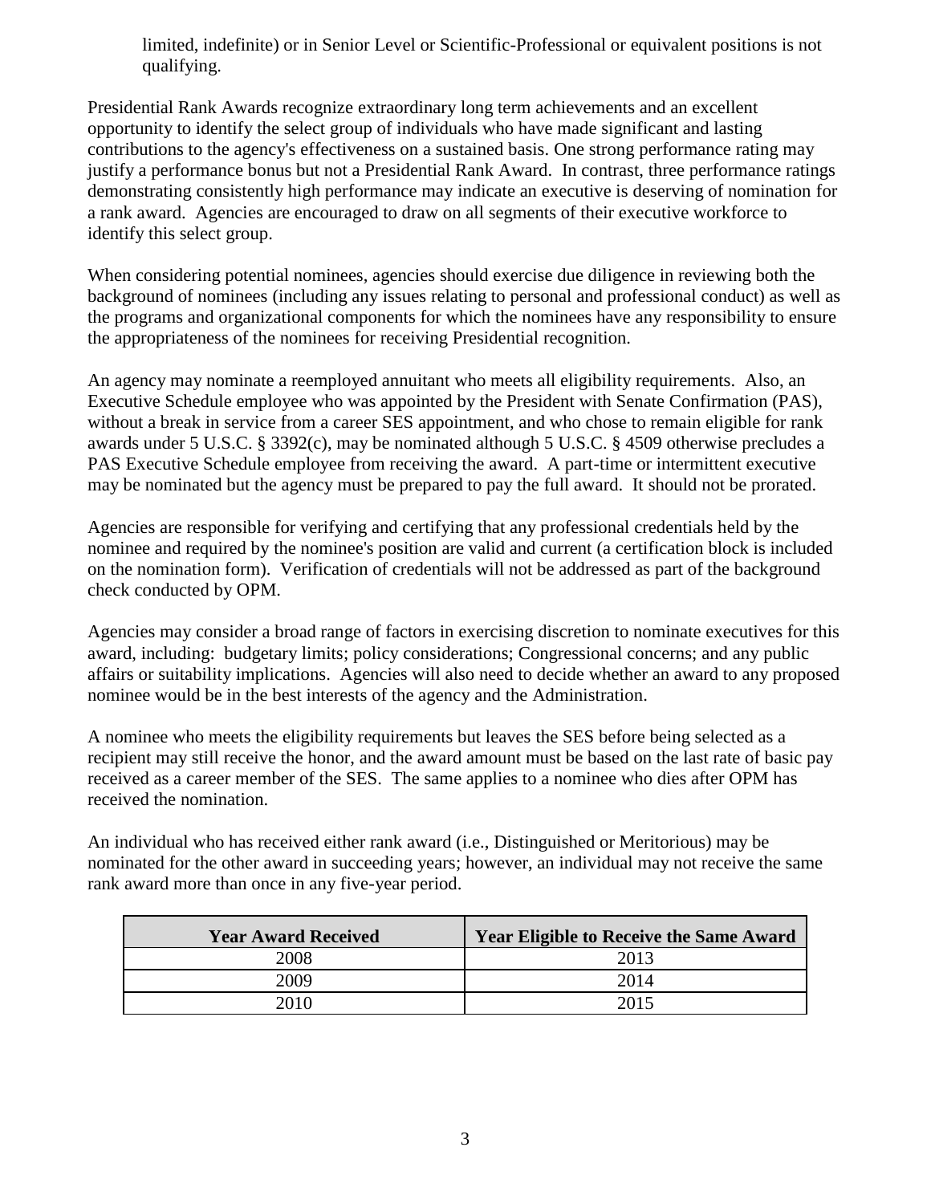limited, indefinite) or in Senior Level or Scientific-Professional or equivalent positions is not qualifying.

Presidential Rank Awards recognize extraordinary long term achievements and an excellent opportunity to identify the select group of individuals who have made significant and lasting contributions to the agency's effectiveness on a sustained basis. One strong performance rating may justify a performance bonus but not a Presidential Rank Award. In contrast, three performance ratings demonstrating consistently high performance may indicate an executive is deserving of nomination for a rank award. Agencies are encouraged to draw on all segments of their executive workforce to identify this select group.

When considering potential nominees, agencies should exercise due diligence in reviewing both the background of nominees (including any issues relating to personal and professional conduct) as well as the programs and organizational components for which the nominees have any responsibility to ensure the appropriateness of the nominees for receiving Presidential recognition.

An agency may nominate a reemployed annuitant who meets all eligibility requirements. Also, an Executive Schedule employee who was appointed by the President with Senate Confirmation (PAS), without a break in service from a career SES appointment, and who chose to remain eligible for rank awards under 5 U.S.C. § 3392(c), may be nominated although 5 U.S.C. § 4509 otherwise precludes a PAS Executive Schedule employee from receiving the award. A part-time or intermittent executive may be nominated but the agency must be prepared to pay the full award. It should not be prorated.

Agencies are responsible for verifying and certifying that any professional credentials held by the nominee and required by the nominee's position are valid and current (a certification block is included on the nomination form). Verification of credentials will not be addressed as part of the background check conducted by OPM.

Agencies may consider a broad range of factors in exercising discretion to nominate executives for this award, including: budgetary limits; policy considerations; Congressional concerns; and any public affairs or suitability implications. Agencies will also need to decide whether an award to any proposed nominee would be in the best interests of the agency and the Administration.

A nominee who meets the eligibility requirements but leaves the SES before being selected as a recipient may still receive the honor, and the award amount must be based on the last rate of basic pay received as a career member of the SES. The same applies to a nominee who dies after OPM has received the nomination.

An individual who has received either rank award (i.e., Distinguished or Meritorious) may be nominated for the other award in succeeding years; however, an individual may not receive the same rank award more than once in any five-year period.

| Year Award Received | Year Eligible to Receive the Same Award |
|---|---|
| 2008 | 2013 |
| 2009 | 2014 |
| 2010 | 2015 |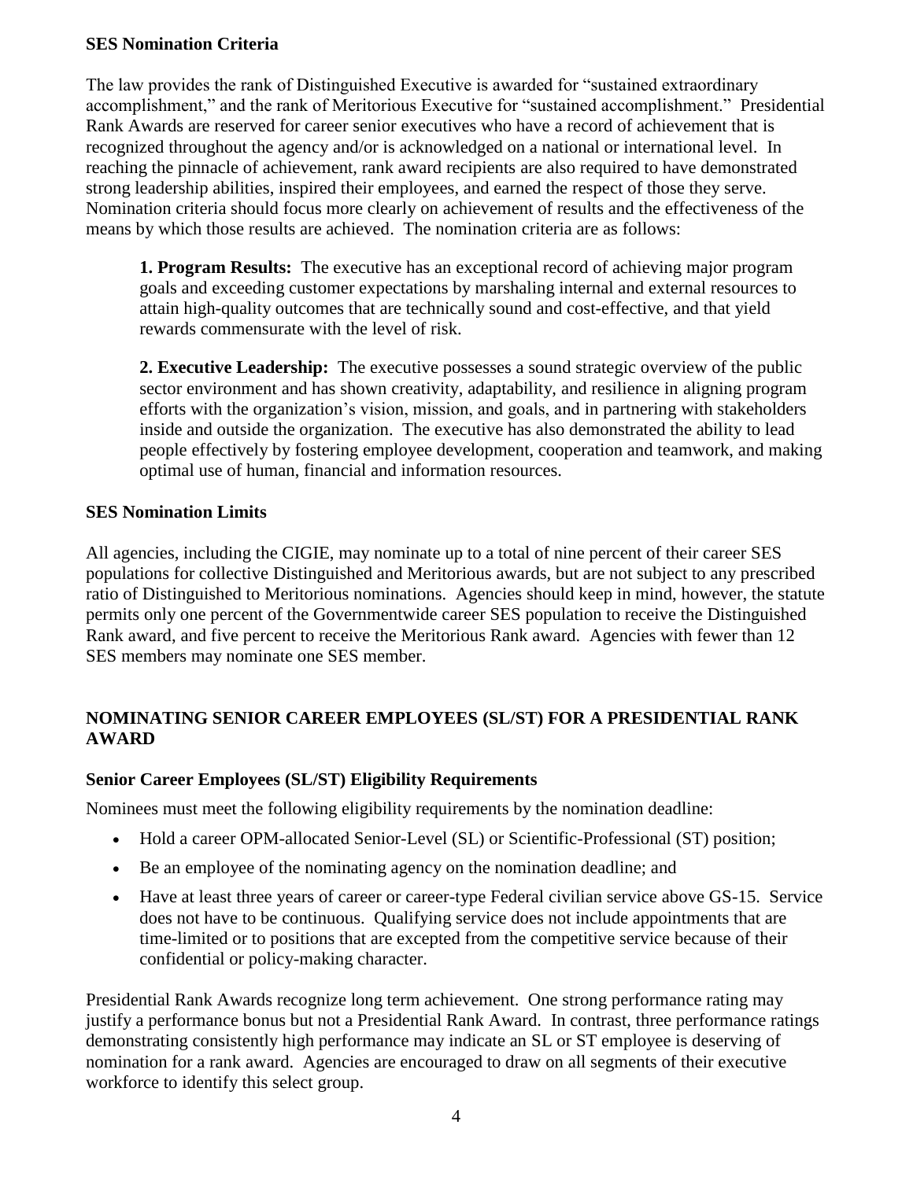**SES Nomination Criteria**

The law provides the rank of Distinguished Executive is awarded for "sustained extraordinary accomplishment," and the rank of Meritorious Executive for "sustained accomplishment." Presidential Rank Awards are reserved for career senior executives who have a record of achievement that is recognized throughout the agency and/or is acknowledged on a national or international level. In reaching the pinnacle of achievement, rank award recipients are also required to have demonstrated strong leadership abilities, inspired their employees, and earned the respect of those they serve. Nomination criteria should focus more clearly on achievement of results and the effectiveness of the means by which those results are achieved. The nomination criteria are as follows:

> **1. Program Results:** The executive has an exceptional record of achieving major program goals and exceeding customer expectations by marshaling internal and external resources to attain high-quality outcomes that are technically sound and cost-effective, and that yield rewards commensurate with the level of risk.
>
> **2. Executive Leadership:** The executive possesses a sound strategic overview of the public sector environment and has shown creativity, adaptability, and resilience in aligning program efforts with the organization's vision, mission, and goals, and in partnering with stakeholders inside and outside the organization. The executive has also demonstrated the ability to lead people effectively by fostering employee development, cooperation and teamwork, and making optimal use of human, financial and information resources.

**SES Nomination Limits**

All agencies, including the CIGIE, may nominate up to a total of nine percent of their career SES populations for collective Distinguished and Meritorious awards, but are not subject to any prescribed ratio of Distinguished to Meritorious nominations. Agencies should keep in mind, however, the statute permits only one percent of the Governmentwide career SES population to receive the Distinguished Rank award, and five percent to receive the Meritorious Rank award. Agencies with fewer than 12 SES members may nominate one SES member.

## NOMINATING SENIOR CAREER EMPLOYEES (SL/ST) FOR A PRESIDENTIAL RANK AWARD

**Senior Career Employees (SL/ST) Eligibility Requirements**

Nominees must meet the following eligibility requirements by the nomination deadline:

- Hold a career OPM-allocated Senior-Level (SL) or Scientific-Professional (ST) position;
- Be an employee of the nominating agency on the nomination deadline; and
- Have at least three years of career or career-type Federal civilian service above GS-15. Service does not have to be continuous. Qualifying service does not include appointments that are time-limited or to positions that are excepted from the competitive service because of their confidential or policy-making character.

Presidential Rank Awards recognize long term achievement. One strong performance rating may justify a performance bonus but not a Presidential Rank Award. In contrast, three performance ratings demonstrating consistently high performance may indicate an SL or ST employee is deserving of nomination for a rank award. Agencies are encouraged to draw on all segments of their executive workforce to identify this select group.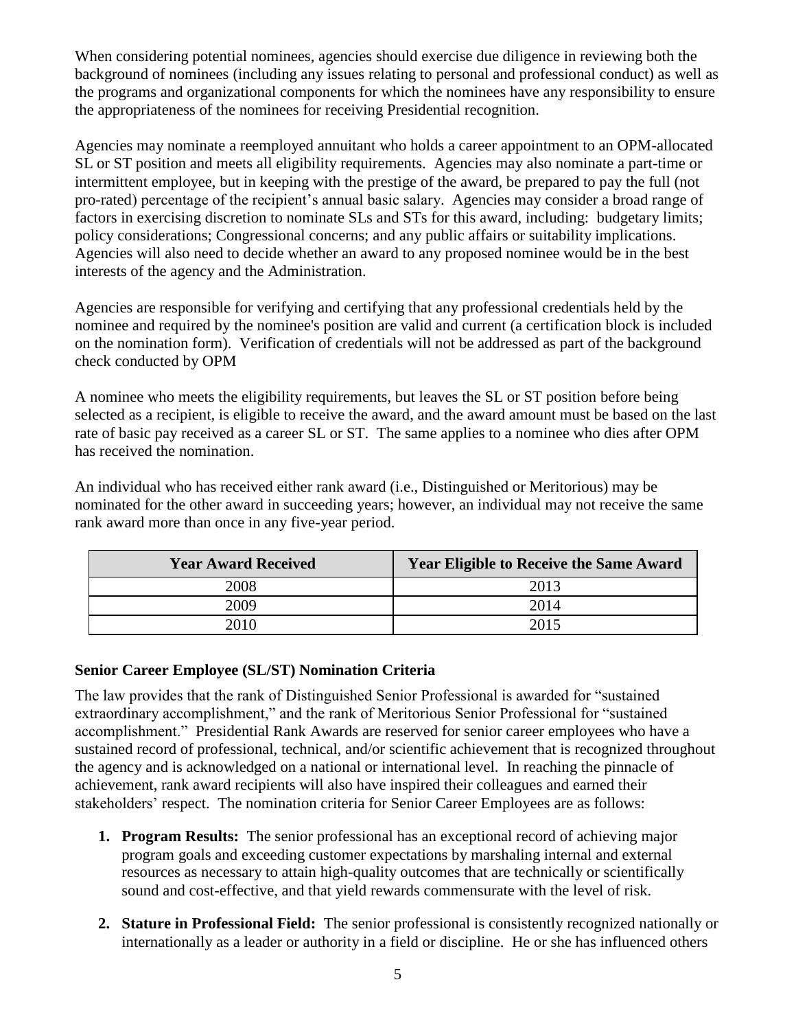When considering potential nominees, agencies should exercise due diligence in reviewing both the background of nominees (including any issues relating to personal and professional conduct) as well as the programs and organizational components for which the nominees have any responsibility to ensure the appropriateness of the nominees for receiving Presidential recognition.

Agencies may nominate a reemployed annuitant who holds a career appointment to an OPM-allocated SL or ST position and meets all eligibility requirements. Agencies may also nominate a part-time or intermittent employee, but in keeping with the prestige of the award, be prepared to pay the full (not pro-rated) percentage of the recipient's annual basic salary. Agencies may consider a broad range of factors in exercising discretion to nominate SLs and STs for this award, including: budgetary limits; policy considerations; Congressional concerns; and any public affairs or suitability implications. Agencies will also need to decide whether an award to any proposed nominee would be in the best interests of the agency and the Administration.

Agencies are responsible for verifying and certifying that any professional credentials held by the nominee and required by the nominee's position are valid and current (a certification block is included on the nomination form). Verification of credentials will not be addressed as part of the background check conducted by OPM

A nominee who meets the eligibility requirements, but leaves the SL or ST position before being selected as a recipient, is eligible to receive the award, and the award amount must be based on the last rate of basic pay received as a career SL or ST. The same applies to a nominee who dies after OPM has received the nomination.

An individual who has received either rank award (i.e., Distinguished or Meritorious) may be nominated for the other award in succeeding years; however, an individual may not receive the same rank award more than once in any five-year period.

| Year Award Received | Year Eligible to Receive the Same Award |
|---|---|
| 2008 | 2013 |
| 2009 | 2014 |
| 2010 | 2015 |

### Senior Career Employee (SL/ST) Nomination Criteria

The law provides that the rank of Distinguished Senior Professional is awarded for "sustained extraordinary accomplishment," and the rank of Meritorious Senior Professional for "sustained accomplishment." Presidential Rank Awards are reserved for senior career employees who have a sustained record of professional, technical, and/or scientific achievement that is recognized throughout the agency and is acknowledged on a national or international level. In reaching the pinnacle of achievement, rank award recipients will also have inspired their colleagues and earned their stakeholders' respect. The nomination criteria for Senior Career Employees are as follows:

1. **Program Results:** The senior professional has an exceptional record of achieving major program goals and exceeding customer expectations by marshaling internal and external resources as necessary to attain high-quality outcomes that are technically or scientifically sound and cost-effective, and that yield rewards commensurate with the level of risk.
2. **Stature in Professional Field:** The senior professional is consistently recognized nationally or internationally as a leader or authority in a field or discipline. He or she has influenced others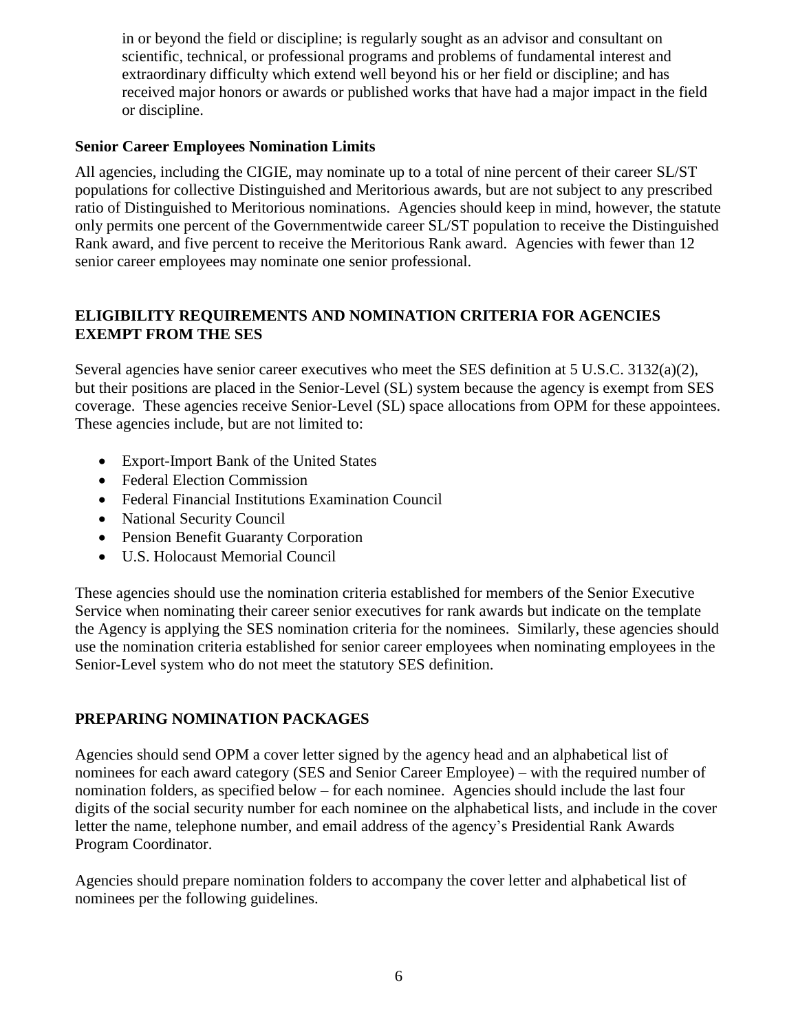in or beyond the field or discipline; is regularly sought as an advisor and consultant on scientific, technical, or professional programs and problems of fundamental interest and extraordinary difficulty which extend well beyond his or her field or discipline; and has received major honors or awards or published works that have had a major impact in the field or discipline.

**Senior Career Employees Nomination Limits**

All agencies, including the CIGIE, may nominate up to a total of nine percent of their career SL/ST populations for collective Distinguished and Meritorious awards, but are not subject to any prescribed ratio of Distinguished to Meritorious nominations. Agencies should keep in mind, however, the statute only permits one percent of the Governmentwide career SL/ST population to receive the Distinguished Rank award, and five percent to receive the Meritorious Rank award. Agencies with fewer than 12 senior career employees may nominate one senior professional.

## ELIGIBILITY REQUIREMENTS AND NOMINATION CRITERIA FOR AGENCIES EXEMPT FROM THE SES

Several agencies have senior career executives who meet the SES definition at 5 U.S.C. 3132(a)(2), but their positions are placed in the Senior-Level (SL) system because the agency is exempt from SES coverage. These agencies receive Senior-Level (SL) space allocations from OPM for these appointees. These agencies include, but are not limited to:

- Export-Import Bank of the United States
- Federal Election Commission
- Federal Financial Institutions Examination Council
- National Security Council
- Pension Benefit Guaranty Corporation
- U.S. Holocaust Memorial Council

These agencies should use the nomination criteria established for members of the Senior Executive Service when nominating their career senior executives for rank awards but indicate on the template the Agency is applying the SES nomination criteria for the nominees. Similarly, these agencies should use the nomination criteria established for senior career employees when nominating employees in the Senior-Level system who do not meet the statutory SES definition.

## PREPARING NOMINATION PACKAGES

Agencies should send OPM a cover letter signed by the agency head and an alphabetical list of nominees for each award category (SES and Senior Career Employee) – with the required number of nomination folders, as specified below – for each nominee. Agencies should include the last four digits of the social security number for each nominee on the alphabetical lists, and include in the cover letter the name, telephone number, and email address of the agency's Presidential Rank Awards Program Coordinator.

Agencies should prepare nomination folders to accompany the cover letter and alphabetical list of nominees per the following guidelines.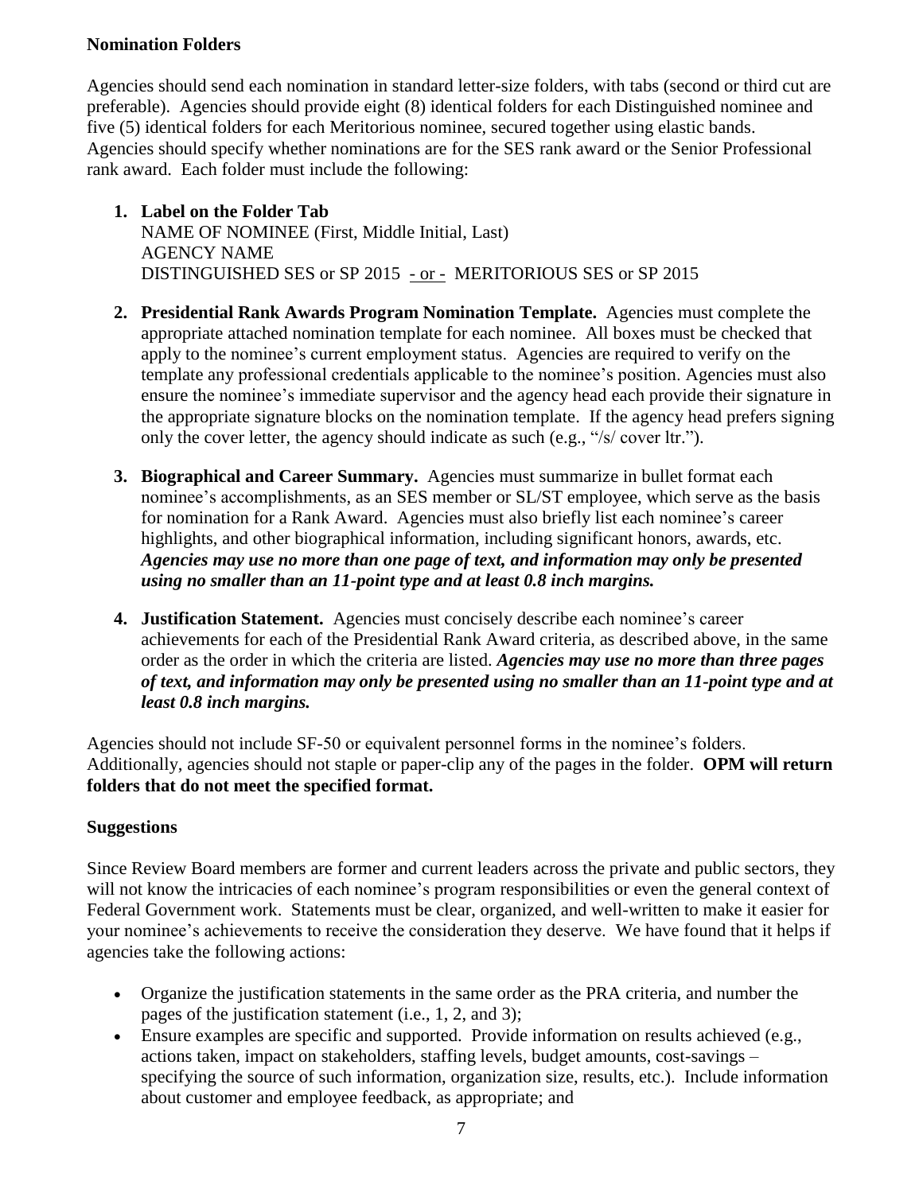**Nomination Folders**

Agencies should send each nomination in standard letter-size folders, with tabs (second or third cut are preferable). Agencies should provide eight (8) identical folders for each Distinguished nominee and five (5) identical folders for each Meritorious nominee, secured together using elastic bands. Agencies should specify whether nominations are for the SES rank award or the Senior Professional rank award. Each folder must include the following:

1. **Label on the Folder Tab**
   NAME OF NOMINEE (First, Middle Initial, Last)
   AGENCY NAME
   DISTINGUISHED SES or SP 2015 - or - MERITORIOUS SES or SP 2015

2. **Presidential Rank Awards Program Nomination Template.** Agencies must complete the appropriate attached nomination template for each nominee. All boxes must be checked that apply to the nominee's current employment status. Agencies are required to verify on the template any professional credentials applicable to the nominee's position. Agencies must also ensure the nominee's immediate supervisor and the agency head each provide their signature in the appropriate signature blocks on the nomination template. If the agency head prefers signing only the cover letter, the agency should indicate as such (e.g., "/s/ cover ltr.").

3. **Biographical and Career Summary.** Agencies must summarize in bullet format each nominee's accomplishments, as an SES member or SL/ST employee, which serve as the basis for nomination for a Rank Award. Agencies must also briefly list each nominee's career highlights, and other biographical information, including significant honors, awards, etc. ***Agencies may use no more than one page of text, and information may only be presented using no smaller than an 11-point type and at least 0.8 inch margins.***

4. **Justification Statement.** Agencies must concisely describe each nominee's career achievements for each of the Presidential Rank Award criteria, as described above, in the same order as the order in which the criteria are listed. ***Agencies may use no more than three pages of text, and information may only be presented using no smaller than an 11-point type and at least 0.8 inch margins.***

Agencies should not include SF-50 or equivalent personnel forms in the nominee's folders. Additionally, agencies should not staple or paper-clip any of the pages in the folder. **OPM will return folders that do not meet the specified format.**

**Suggestions**

Since Review Board members are former and current leaders across the private and public sectors, they will not know the intricacies of each nominee's program responsibilities or even the general context of Federal Government work. Statements must be clear, organized, and well-written to make it easier for your nominee's achievements to receive the consideration they deserve. We have found that it helps if agencies take the following actions:

- Organize the justification statements in the same order as the PRA criteria, and number the pages of the justification statement (i.e., 1, 2, and 3);
- Ensure examples are specific and supported. Provide information on results achieved (e.g., actions taken, impact on stakeholders, staffing levels, budget amounts, cost-savings – specifying the source of such information, organization size, results, etc.). Include information about customer and employee feedback, as appropriate; and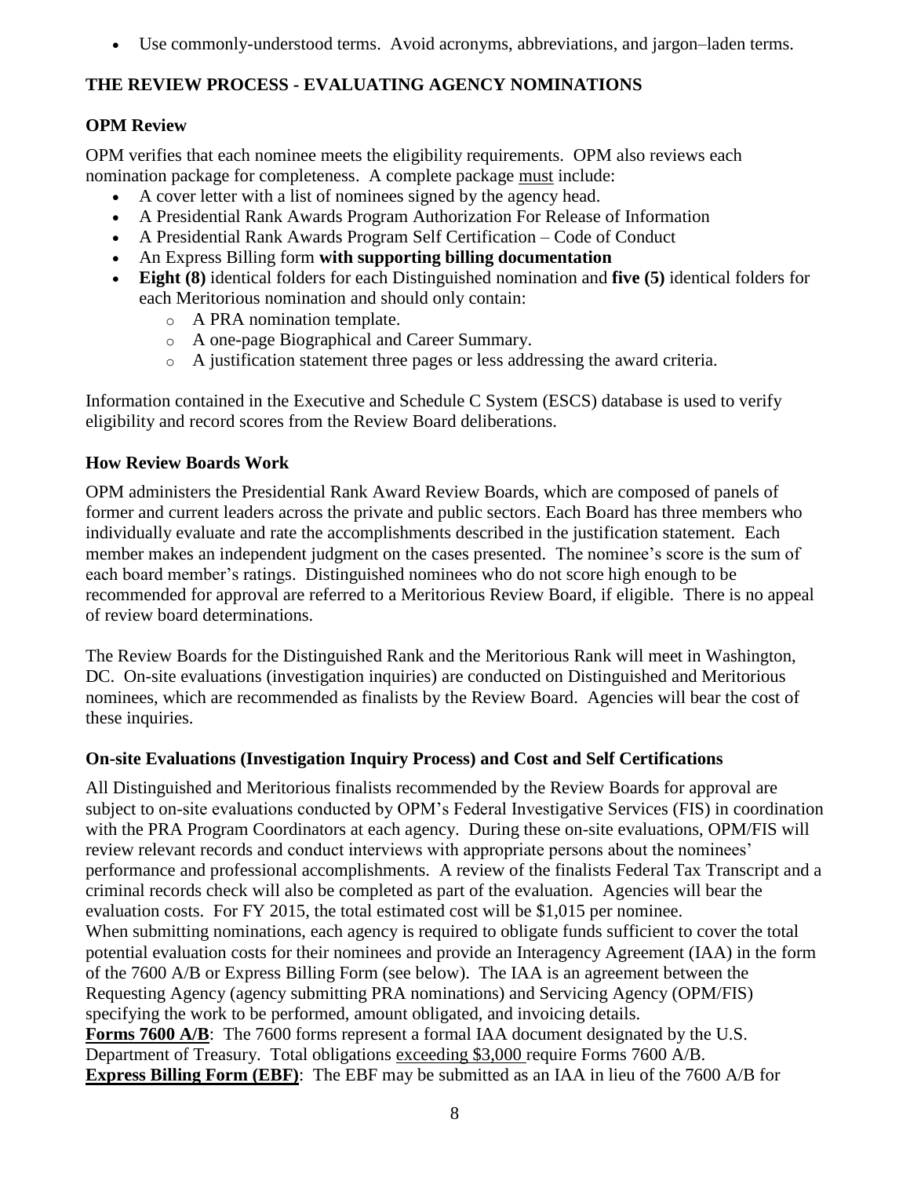- Use commonly-understood terms. Avoid acronyms, abbreviations, and jargon–laden terms.

## THE REVIEW PROCESS - EVALUATING AGENCY NOMINATIONS

### OPM Review

OPM verifies that each nominee meets the eligibility requirements. OPM also reviews each nomination package for completeness. A complete package must include:

- A cover letter with a list of nominees signed by the agency head.
- A Presidential Rank Awards Program Authorization For Release of Information
- A Presidential Rank Awards Program Self Certification – Code of Conduct
- An Express Billing form **with supporting billing documentation**
- **Eight (8)** identical folders for each Distinguished nomination and **five (5)** identical folders for each Meritorious nomination and should only contain:
    - A PRA nomination template.
    - A one-page Biographical and Career Summary.
    - A justification statement three pages or less addressing the award criteria.

Information contained in the Executive and Schedule C System (ESCS) database is used to verify eligibility and record scores from the Review Board deliberations.

### How Review Boards Work

OPM administers the Presidential Rank Award Review Boards, which are composed of panels of former and current leaders across the private and public sectors. Each Board has three members who individually evaluate and rate the accomplishments described in the justification statement. Each member makes an independent judgment on the cases presented. The nominee's score is the sum of each board member's ratings. Distinguished nominees who do not score high enough to be recommended for approval are referred to a Meritorious Review Board, if eligible. There is no appeal of review board determinations.

The Review Boards for the Distinguished Rank and the Meritorious Rank will meet in Washington, DC. On-site evaluations (investigation inquiries) are conducted on Distinguished and Meritorious nominees, which are recommended as finalists by the Review Board. Agencies will bear the cost of these inquiries.

### On-site Evaluations (Investigation Inquiry Process) and Cost and Self Certifications

All Distinguished and Meritorious finalists recommended by the Review Boards for approval are subject to on-site evaluations conducted by OPM's Federal Investigative Services (FIS) in coordination with the PRA Program Coordinators at each agency. During these on-site evaluations, OPM/FIS will review relevant records and conduct interviews with appropriate persons about the nominees' performance and professional accomplishments. A review of the finalists Federal Tax Transcript and a criminal records check will also be completed as part of the evaluation. Agencies will bear the evaluation costs. For FY 2015, the total estimated cost will be $1,015 per nominee.
When submitting nominations, each agency is required to obligate funds sufficient to cover the total potential evaluation costs for their nominees and provide an Interagency Agreement (IAA) in the form of the 7600 A/B or Express Billing Form (see below). The IAA is an agreement between the Requesting Agency (agency submitting PRA nominations) and Servicing Agency (OPM/FIS) specifying the work to be performed, amount obligated, and invoicing details.
**Forms 7600 A/B**: The 7600 forms represent a formal IAA document designated by the U.S. Department of Treasury. Total obligations exceeding $3,000 require Forms 7600 A/B.
**Express Billing Form (EBF)**: The EBF may be submitted as an IAA in lieu of the 7600 A/B for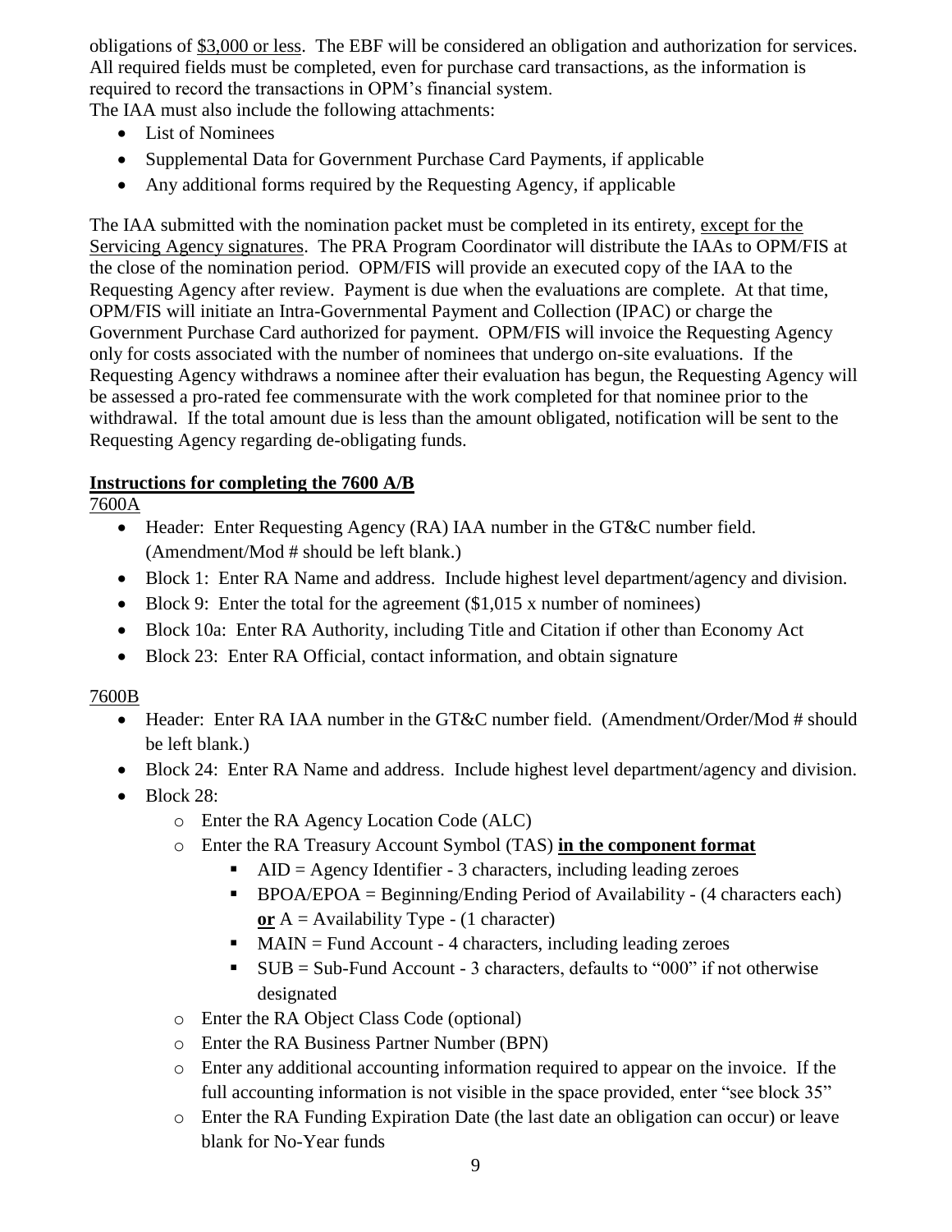obligations of <u>$3,000 or less</u>. The EBF will be considered an obligation and authorization for services. All required fields must be completed, even for purchase card transactions, as the information is required to record the transactions in OPM's financial system.
The IAA must also include the following attachments:

- List of Nominees
- Supplemental Data for Government Purchase Card Payments, if applicable
- Any additional forms required by the Requesting Agency, if applicable

The IAA submitted with the nomination packet must be completed in its entirety, <u>except for the Servicing Agency signatures</u>. The PRA Program Coordinator will distribute the IAAs to OPM/FIS at the close of the nomination period. OPM/FIS will provide an executed copy of the IAA to the Requesting Agency after review. Payment is due when the evaluations are complete. At that time, OPM/FIS will initiate an Intra-Governmental Payment and Collection (IPAC) or charge the Government Purchase Card authorized for payment. OPM/FIS will invoice the Requesting Agency only for costs associated with the number of nominees that undergo on-site evaluations. If the Requesting Agency withdraws a nominee after their evaluation has begun, the Requesting Agency will be assessed a pro-rated fee commensurate with the work completed for that nominee prior to the withdrawal. If the total amount due is less than the amount obligated, notification will be sent to the Requesting Agency regarding de-obligating funds.

**<u>Instructions for completing the 7600 A/B</u>**

<u>7600A</u>

- Header: Enter Requesting Agency (RA) IAA number in the GT&C number field. (Amendment/Mod # should be left blank.)
- Block 1: Enter RA Name and address. Include highest level department/agency and division.
- Block 9: Enter the total for the agreement ($1,015 x number of nominees)
- Block 10a: Enter RA Authority, including Title and Citation if other than Economy Act
- Block 23: Enter RA Official, contact information, and obtain signature

<u>7600B</u>

- Header: Enter RA IAA number in the GT&C number field. (Amendment/Order/Mod # should be left blank.)
- Block 24: Enter RA Name and address. Include highest level department/agency and division.
- Block 28:
  - Enter the RA Agency Location Code (ALC)
  - Enter the RA Treasury Account Symbol (TAS) **<u>in the component format</u>**
    - AID = Agency Identifier - 3 characters, including leading zeroes
    - BPOA/EPOA = Beginning/Ending Period of Availability - (4 characters each) **<u>or</u>** A = Availability Type - (1 character)
    - MAIN = Fund Account - 4 characters, including leading zeroes
    - SUB = Sub-Fund Account - 3 characters, defaults to "000" if not otherwise designated
  - Enter the RA Object Class Code (optional)
  - Enter the RA Business Partner Number (BPN)
  - Enter any additional accounting information required to appear on the invoice. If the full accounting information is not visible in the space provided, enter "see block 35"
  - Enter the RA Funding Expiration Date (the last date an obligation can occur) or leave blank for No-Year funds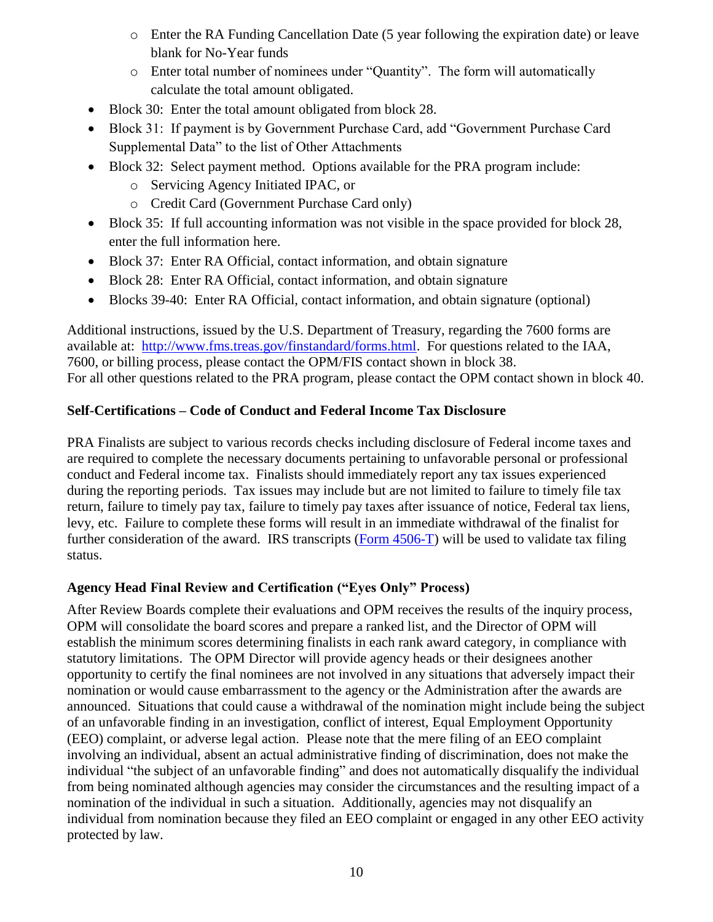- Enter the RA Funding Cancellation Date (5 year following the expiration date) or leave blank for No-Year funds
    - Enter total number of nominees under "Quantity". The form will automatically calculate the total amount obligated.
- Block 30: Enter the total amount obligated from block 28.
- Block 31: If payment is by Government Purchase Card, add "Government Purchase Card Supplemental Data" to the list of Other Attachments
- Block 32: Select payment method. Options available for the PRA program include:
    - Servicing Agency Initiated IPAC, or
    - Credit Card (Government Purchase Card only)
- Block 35: If full accounting information was not visible in the space provided for block 28, enter the full information here.
- Block 37: Enter RA Official, contact information, and obtain signature
- Block 28: Enter RA Official, contact information, and obtain signature
- Blocks 39-40: Enter RA Official, contact information, and obtain signature (optional)

Additional instructions, issued by the U.S. Department of Treasury, regarding the 7600 forms are available at: [http://www.fms.treas.gov/finstandard/forms.html](http://www.fms.treas.gov/finstandard/forms.html). For questions related to the IAA, 7600, or billing process, please contact the OPM/FIS contact shown in block 38.
For all other questions related to the PRA program, please contact the OPM contact shown in block 40.

**Self-Certifications – Code of Conduct and Federal Income Tax Disclosure**

PRA Finalists are subject to various records checks including disclosure of Federal income taxes and are required to complete the necessary documents pertaining to unfavorable personal or professional conduct and Federal income tax. Finalists should immediately report any tax issues experienced during the reporting periods. Tax issues may include but are not limited to failure to timely file tax return, failure to timely pay tax, failure to timely pay taxes after issuance of notice, Federal tax liens, levy, etc. Failure to complete these forms will result in an immediate withdrawal of the finalist for further consideration of the award. IRS transcripts (Form 4506-T) will be used to validate tax filing status.

**Agency Head Final Review and Certification ("Eyes Only" Process)**

After Review Boards complete their evaluations and OPM receives the results of the inquiry process, OPM will consolidate the board scores and prepare a ranked list, and the Director of OPM will establish the minimum scores determining finalists in each rank award category, in compliance with statutory limitations. The OPM Director will provide agency heads or their designees another opportunity to certify the final nominees are not involved in any situations that adversely impact their nomination or would cause embarrassment to the agency or the Administration after the awards are announced. Situations that could cause a withdrawal of the nomination might include being the subject of an unfavorable finding in an investigation, conflict of interest, Equal Employment Opportunity (EEO) complaint, or adverse legal action. Please note that the mere filing of an EEO complaint involving an individual, absent an actual administrative finding of discrimination, does not make the individual "the subject of an unfavorable finding" and does not automatically disqualify the individual from being nominated although agencies may consider the circumstances and the resulting impact of a nomination of the individual in such a situation. Additionally, agencies may not disqualify an individual from nomination because they filed an EEO complaint or engaged in any other EEO activity protected by law.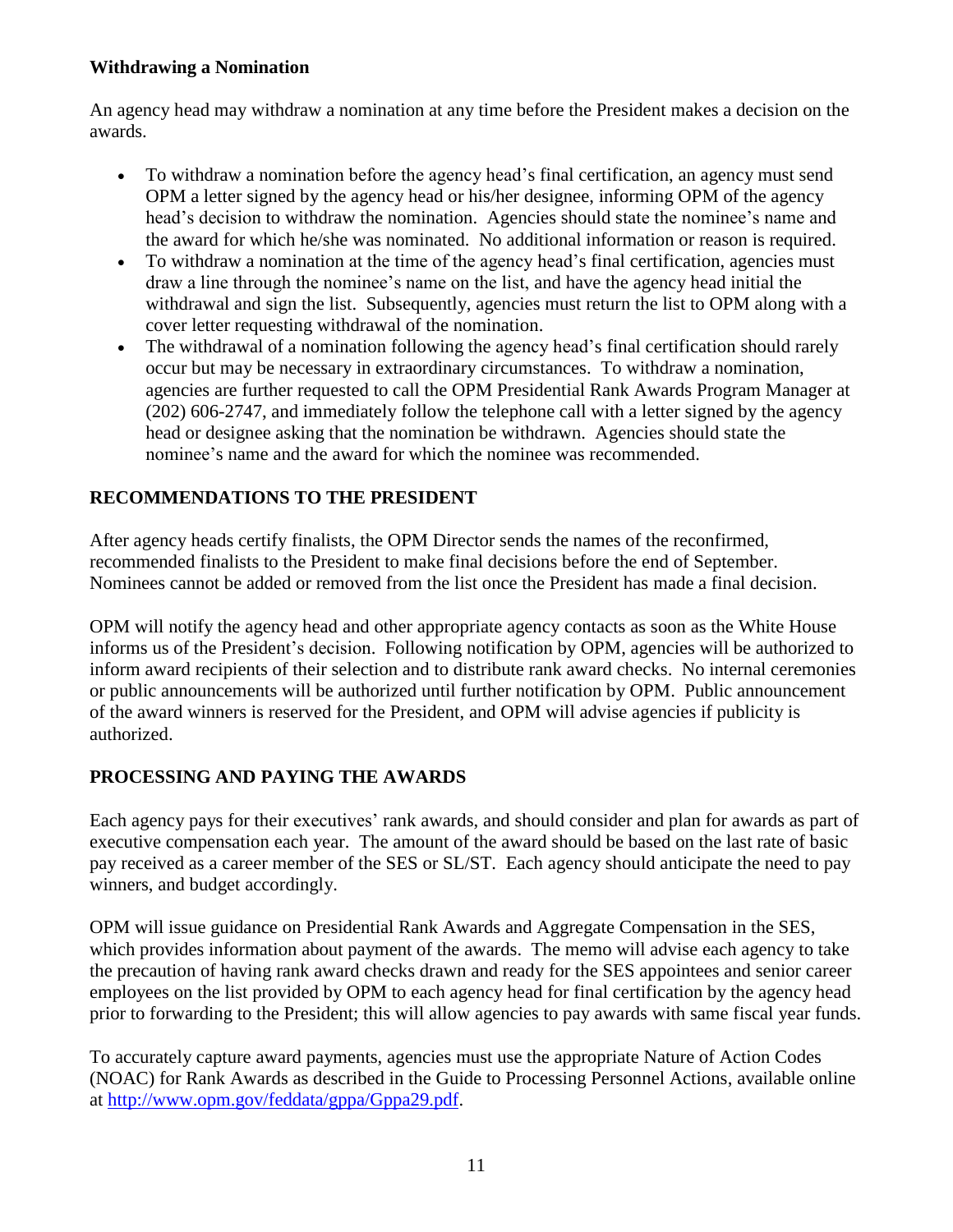**Withdrawing a Nomination**

An agency head may withdraw a nomination at any time before the President makes a decision on the awards.

- To withdraw a nomination before the agency head's final certification, an agency must send OPM a letter signed by the agency head or his/her designee, informing OPM of the agency head's decision to withdraw the nomination. Agencies should state the nominee's name and the award for which he/she was nominated. No additional information or reason is required.
- To withdraw a nomination at the time of the agency head's final certification, agencies must draw a line through the nominee's name on the list, and have the agency head initial the withdrawal and sign the list. Subsequently, agencies must return the list to OPM along with a cover letter requesting withdrawal of the nomination.
- The withdrawal of a nomination following the agency head's final certification should rarely occur but may be necessary in extraordinary circumstances. To withdraw a nomination, agencies are further requested to call the OPM Presidential Rank Awards Program Manager at (202) 606-2747, and immediately follow the telephone call with a letter signed by the agency head or designee asking that the nomination be withdrawn. Agencies should state the nominee's name and the award for which the nominee was recommended.

## RECOMMENDATIONS TO THE PRESIDENT

After agency heads certify finalists, the OPM Director sends the names of the reconfirmed, recommended finalists to the President to make final decisions before the end of September. Nominees cannot be added or removed from the list once the President has made a final decision.

OPM will notify the agency head and other appropriate agency contacts as soon as the White House informs us of the President's decision. Following notification by OPM, agencies will be authorized to inform award recipients of their selection and to distribute rank award checks. No internal ceremonies or public announcements will be authorized until further notification by OPM. Public announcement of the award winners is reserved for the President, and OPM will advise agencies if publicity is authorized.

## PROCESSING AND PAYING THE AWARDS

Each agency pays for their executives' rank awards, and should consider and plan for awards as part of executive compensation each year. The amount of the award should be based on the last rate of basic pay received as a career member of the SES or SL/ST. Each agency should anticipate the need to pay winners, and budget accordingly.

OPM will issue guidance on Presidential Rank Awards and Aggregate Compensation in the SES, which provides information about payment of the awards. The memo will advise each agency to take the precaution of having rank award checks drawn and ready for the SES appointees and senior career employees on the list provided by OPM to each agency head for final certification by the agency head prior to forwarding to the President; this will allow agencies to pay awards with same fiscal year funds.

To accurately capture award payments, agencies must use the appropriate Nature of Action Codes (NOAC) for Rank Awards as described in the Guide to Processing Personnel Actions, available online at [http://www.opm.gov/feddata/gppa/Gppa29.pdf](http://www.opm.gov/feddata/gppa/Gppa29.pdf).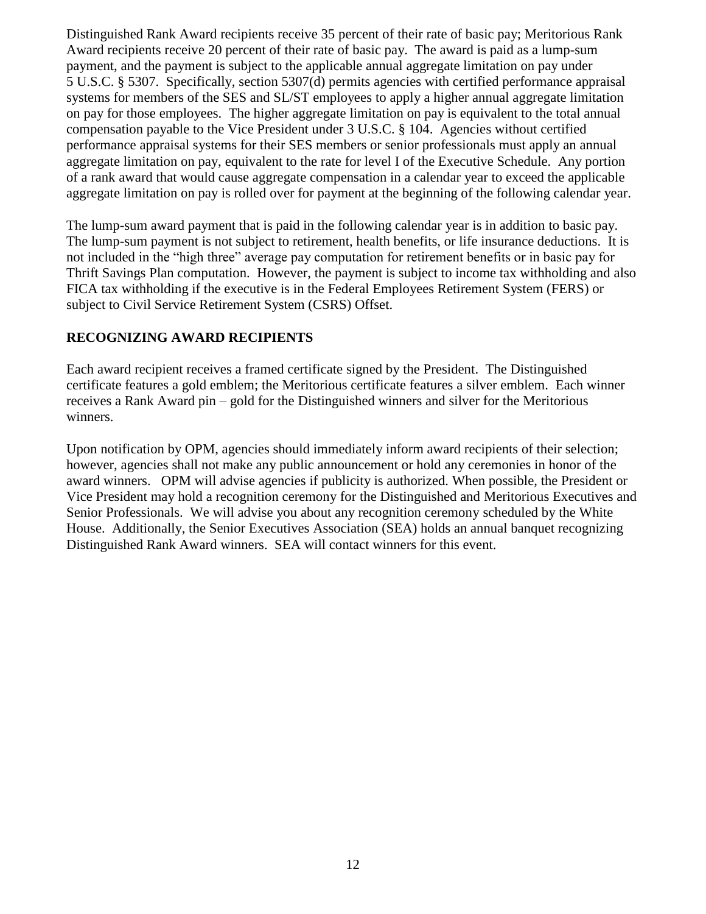Distinguished Rank Award recipients receive 35 percent of their rate of basic pay; Meritorious Rank Award recipients receive 20 percent of their rate of basic pay. The award is paid as a lump-sum payment, and the payment is subject to the applicable annual aggregate limitation on pay under 5 U.S.C. § 5307. Specifically, section 5307(d) permits agencies with certified performance appraisal systems for members of the SES and SL/ST employees to apply a higher annual aggregate limitation on pay for those employees. The higher aggregate limitation on pay is equivalent to the total annual compensation payable to the Vice President under 3 U.S.C. § 104. Agencies without certified performance appraisal systems for their SES members or senior professionals must apply an annual aggregate limitation on pay, equivalent to the rate for level I of the Executive Schedule. Any portion of a rank award that would cause aggregate compensation in a calendar year to exceed the applicable aggregate limitation on pay is rolled over for payment at the beginning of the following calendar year.

The lump-sum award payment that is paid in the following calendar year is in addition to basic pay. The lump-sum payment is not subject to retirement, health benefits, or life insurance deductions. It is not included in the "high three" average pay computation for retirement benefits or in basic pay for Thrift Savings Plan computation. However, the payment is subject to income tax withholding and also FICA tax withholding if the executive is in the Federal Employees Retirement System (FERS) or subject to Civil Service Retirement System (CSRS) Offset.

## RECOGNIZING AWARD RECIPIENTS

Each award recipient receives a framed certificate signed by the President. The Distinguished certificate features a gold emblem; the Meritorious certificate features a silver emblem. Each winner receives a Rank Award pin – gold for the Distinguished winners and silver for the Meritorious winners.

Upon notification by OPM, agencies should immediately inform award recipients of their selection; however, agencies shall not make any public announcement or hold any ceremonies in honor of the award winners. OPM will advise agencies if publicity is authorized. When possible, the President or Vice President may hold a recognition ceremony for the Distinguished and Meritorious Executives and Senior Professionals. We will advise you about any recognition ceremony scheduled by the White House. Additionally, the Senior Executives Association (SEA) holds an annual banquet recognizing Distinguished Rank Award winners. SEA will contact winners for this event.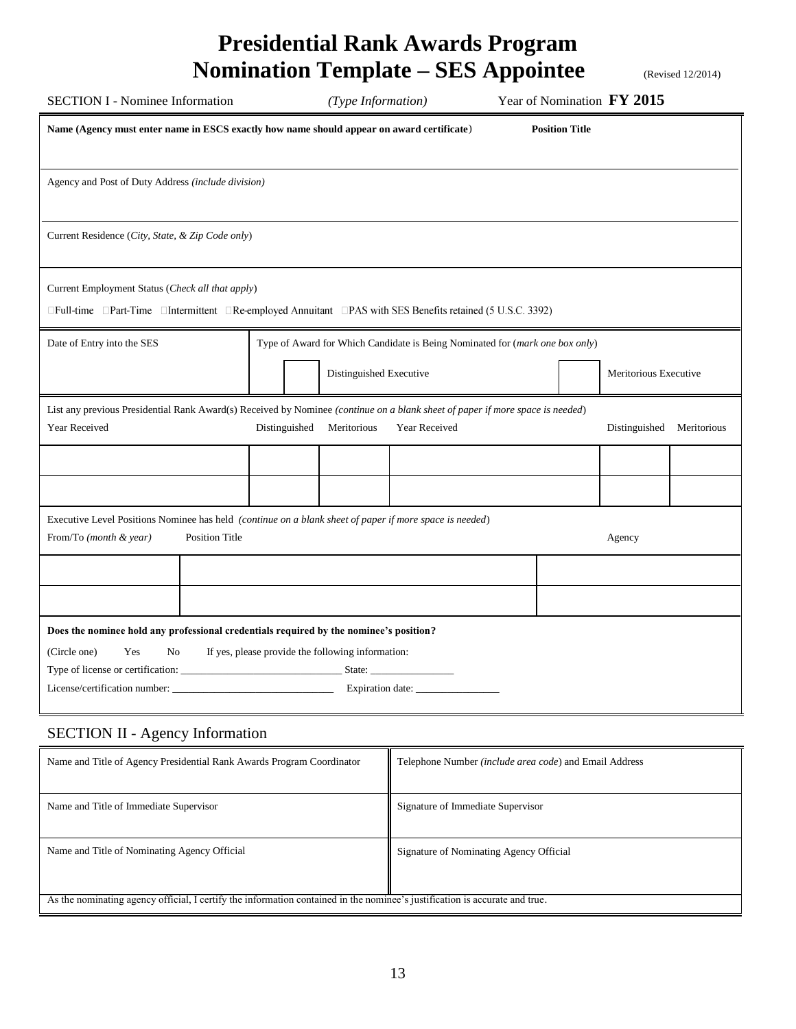# Presidential Rank Awards Program
# Nomination Template – SES Appointee

(Revised 12/2014)

SECTION I - Nominee Information *(Type Information)* Year of Nomination **FY 2015**

| **Name (Agency must enter name in ESCS exactly how name should appear on award certificate)** | **Position Title** |
|---|---|
| | |

Agency and Post of Duty Address *(include division)*

Current Residence (*City, State, & Zip Code only*)

Current Employment Status (*Check all that apply*)

☐Full-time ☐Part-Time ☐Intermittent ☐Re-employed Annuitant ☐PAS with SES Benefits retained (5 U.S.C. 3392)

| Date of Entry into the SES | Type of Award for Which Candidate is Being Nominated for (*mark one box only*) | | | |
|---|---|---|---|---|
| | ☐ | Distinguished Executive | ☐ | Meritorious Executive |

List any previous Presidential Rank Award(s) Received by Nominee *(continue on a blank sheet of paper if more space is needed)*

| Year Received | Distinguished | Meritorious | Year Received | Distinguished | Meritorious |
|---|---|---|---|---|---|
| | | | | | |
| | | | | | |

Executive Level Positions Nominee has held *(continue on a blank sheet of paper if more space is needed)*

| From/To *(month & year)* | Position Title | Agency |
|---|---|---|
| | | |
| | | |

**Does the nominee hold any professional credentials required by the nominee's position?**

(Circle one) Yes No If yes, please provide the following information:

Type of license or certification: ______________________________ State: _______________

License/certification number: ______________________________ Expiration date: _______________

## SECTION II - Agency Information

| Name and Title of Agency Presidential Rank Awards Program Coordinator | Telephone Number *(include area code)* and Email Address |
|---|---|
| Name and Title of Immediate Supervisor | Signature of Immediate Supervisor |
| Name and Title of Nominating Agency Official | Signature of Nominating Agency Official |

As the nominating agency official, I certify the information contained in the nominee's justification is accurate and true.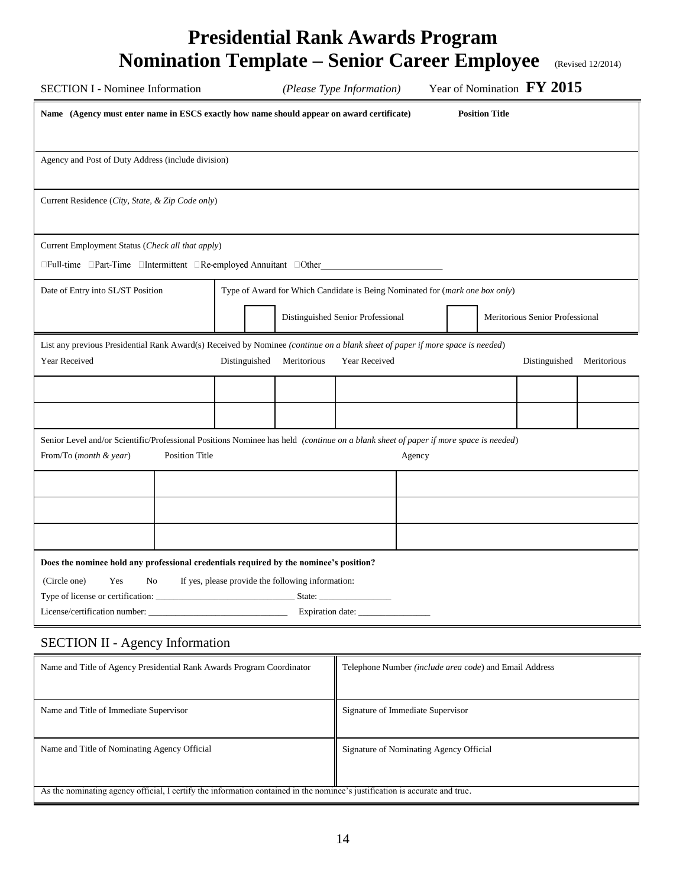# Presidential Rank Awards Program
# Nomination Template – Senior Career Employee

(Revised 12/2014)

SECTION I - Nominee Information *(Please Type Information)* Year of Nomination **FY 2015**

| | |
|---|---|
| **Name (Agency must enter name in ESCS exactly how name should appear on award certificate)** | **Position Title** |
| Agency and Post of Duty Address (include division) | |
| Current Residence (*City, State, & Zip Code only*) | |

Current Employment Status (*Check all that apply*)

☐Full-time ☐Part-Time ☐Intermittent ☐Re-employed Annuitant ☐Other________________________

| Date of Entry into SL/ST Position | Type of Award for Which Candidate is Being Nominated for (*mark one box only*) |
|---|---|
| | ☐ Distinguished Senior Professional ☐ Meritorious Senior Professional |

List any previous Presidential Rank Award(s) Received by Nominee *(continue on a blank sheet of paper if more space is needed)*

| Year Received | Distinguished | Meritorious | Year Received | Distinguished | Meritorious |
|---|---|---|---|---|---|
| | | | | | |
| | | | | | |

Senior Level and/or Scientific/Professional Positions Nominee has held *(continue on a blank sheet of paper if more space is needed)*

| From/To (*month & year*) | Position Title | Agency |
|---|---|---|
| | | |
| | | |
| | | |

**Does the nominee hold any professional credentials required by the nominee's position?**

(Circle one) Yes No If yes, please provide the following information:

Type of license or certification: ______________________________ State: _______________

License/certification number: ______________________________ Expiration date: _______________

## SECTION II - Agency Information

| | |
|---|---|
| Name and Title of Agency Presidential Rank Awards Program Coordinator | Telephone Number *(include area code*) and Email Address |
| Name and Title of Immediate Supervisor | Signature of Immediate Supervisor |
| Name and Title of Nominating Agency Official | Signature of Nominating Agency Official |

As the nominating agency official, I certify the information contained in the nominee's justification is accurate and true.